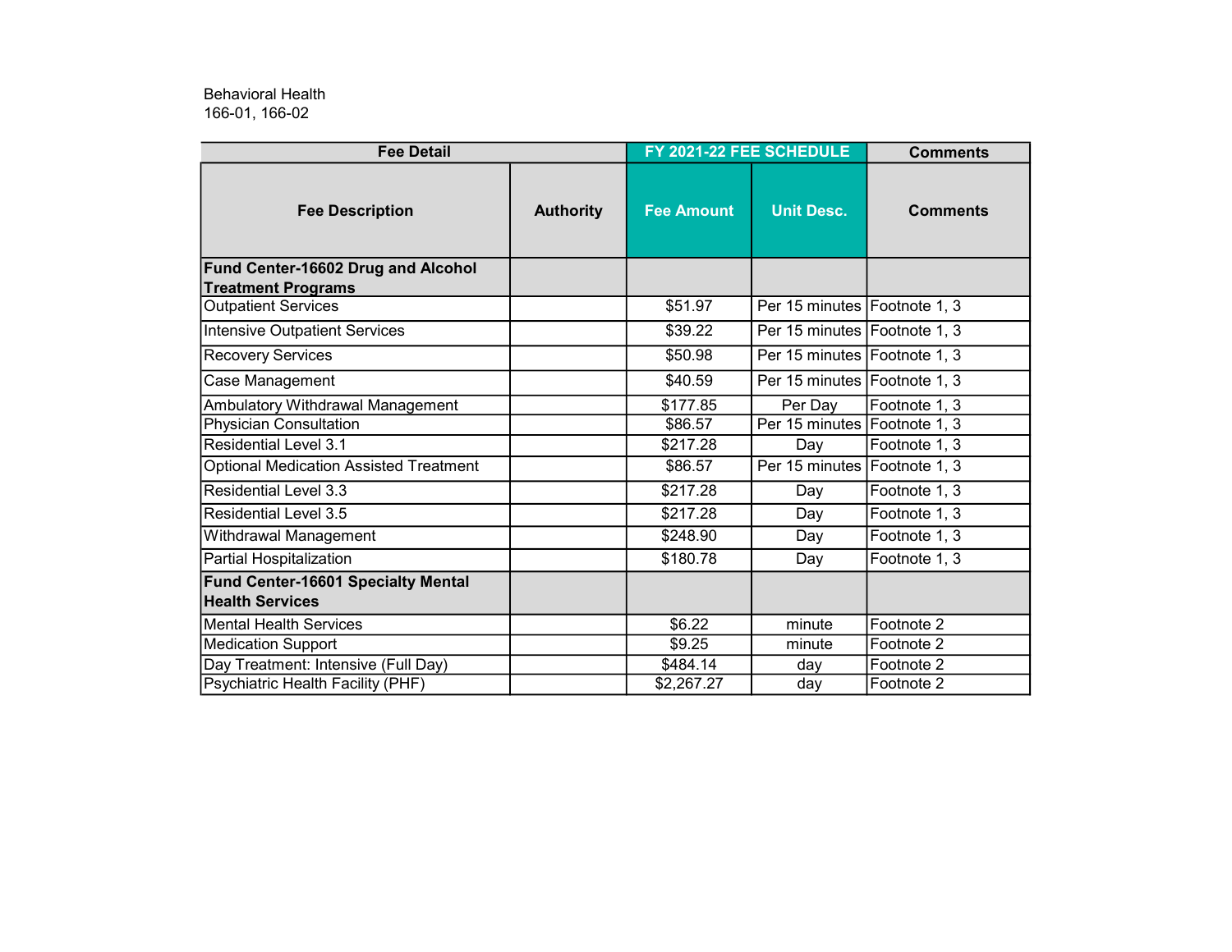Behavioral Health
166-01, 166-02

| Fee Detail | | FY 2021-22 FEE SCHEDULE | | Comments |
|---|---|---|---|---|
| **Fee Description** | **Authority** | **Fee Amount** | **Unit Desc.** | **Comments** |
| **Fund Center-16602 Drug and Alcohol Treatment Programs** | | | | |
| Outpatient Services | | $51.97 | Per 15 minutes | Footnote 1, 3 |
| Intensive Outpatient Services | | $39.22 | Per 15 minutes | Footnote 1, 3 |
| Recovery Services | | $50.98 | Per 15 minutes | Footnote 1, 3 |
| Case Management | | $40.59 | Per 15 minutes | Footnote 1, 3 |
| Ambulatory Withdrawal Management | | $177.85 | Per Day | Footnote 1, 3 |
| Physician Consultation | | $86.57 | Per 15 minutes | Footnote 1, 3 |
| Residential Level 3.1 | | $217.28 | Day | Footnote 1, 3 |
| Optional Medication Assisted Treatment | | $86.57 | Per 15 minutes | Footnote 1, 3 |
| Residential Level 3.3 | | $217.28 | Day | Footnote 1, 3 |
| Residential Level 3.5 | | $217.28 | Day | Footnote 1, 3 |
| Withdrawal Management | | $248.90 | Day | Footnote 1, 3 |
| Partial Hospitalization | | $180.78 | Day | Footnote 1, 3 |
| **Fund Center-16601 Specialty Mental Health Services** | | | | |
| Mental Health Services | | $6.22 | minute | Footnote 2 |
| Medication Support | | $9.25 | minute | Footnote 2 |
| Day Treatment: Intensive (Full Day) | | $484.14 | day | Footnote 2 |
| Psychiatric Health Facility (PHF) | | $2,267.27 | day | Footnote 2 |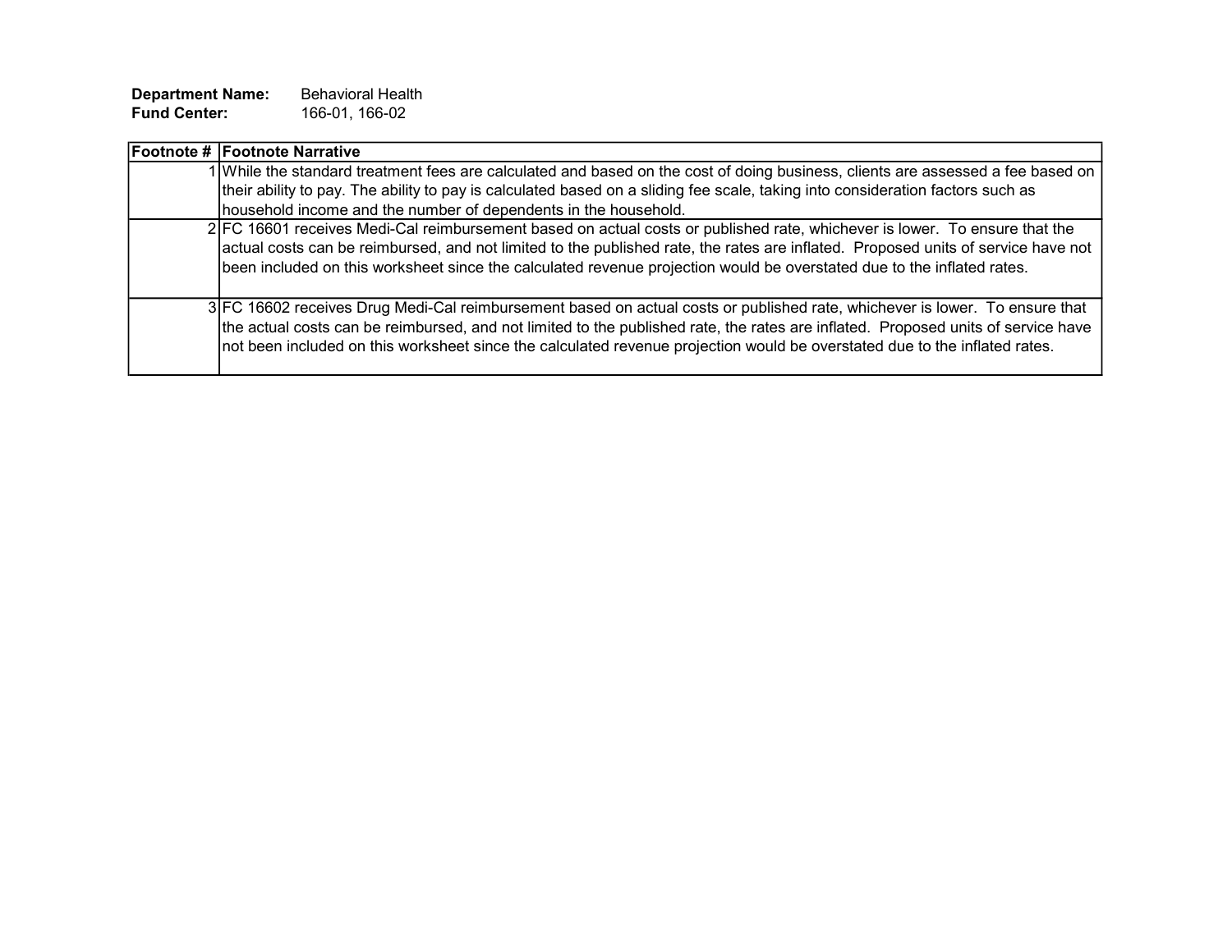**Department Name:** Behavioral Health
**Fund Center:** 166-01, 166-02

| Footnote # | Footnote Narrative |
| --- | --- |
| 1 | While the standard treatment fees are calculated and based on the cost of doing business, clients are assessed a fee based on their ability to pay. The ability to pay is calculated based on a sliding fee scale, taking into consideration factors such as household income and the number of dependents in the household. |
| 2 | FC 16601 receives Medi-Cal reimbursement based on actual costs or published rate, whichever is lower. To ensure that the actual costs can be reimbursed, and not limited to the published rate, the rates are inflated. Proposed units of service have not been included on this worksheet since the calculated revenue projection would be overstated due to the inflated rates. |
| 3 | FC 16602 receives Drug Medi-Cal reimbursement based on actual costs or published rate, whichever is lower. To ensure that the actual costs can be reimbursed, and not limited to the published rate, the rates are inflated. Proposed units of service have not been included on this worksheet since the calculated revenue projection would be overstated due to the inflated rates. |